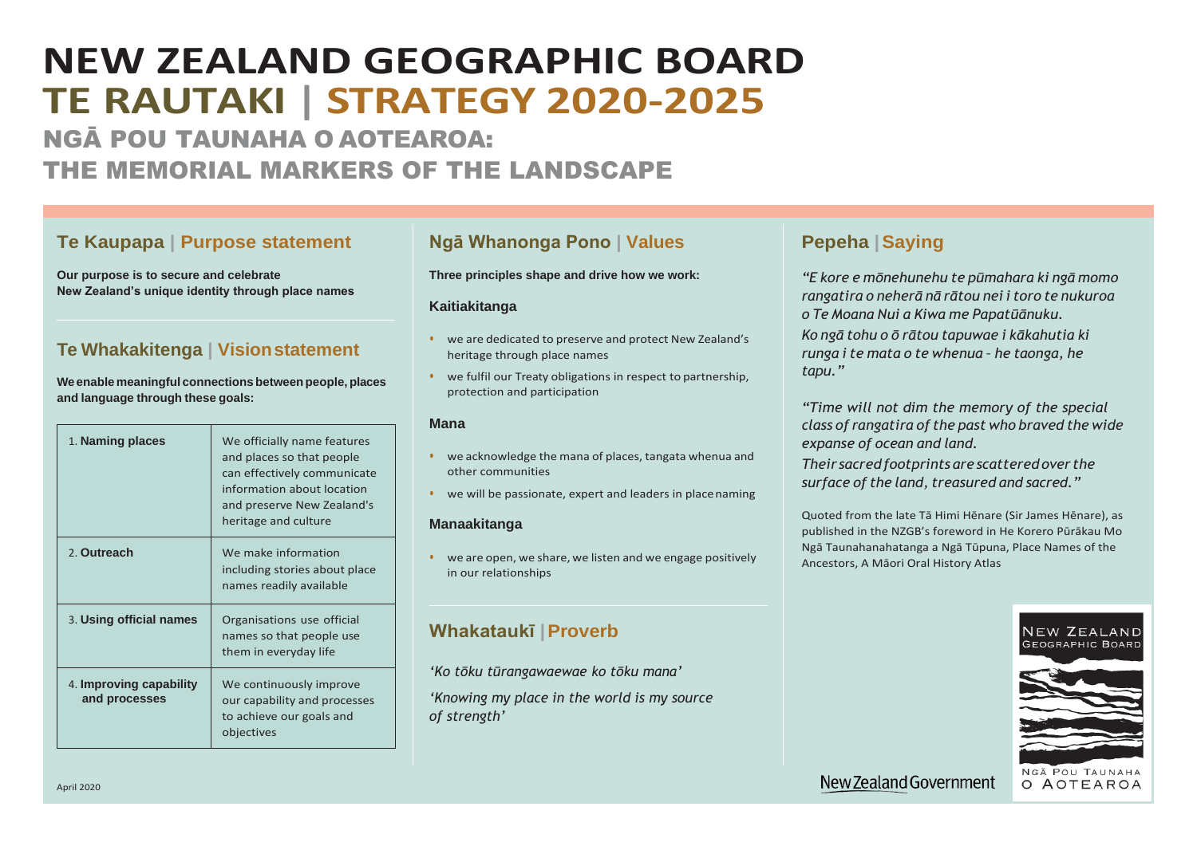# NEW ZEALAND GEOGRAPHIC BOARD

# TE RAUTAKI | STRATEGY 2020-2025

## NGĀ POU TAUNAHA O AOTEAROA: THE MEMORIAL MARKERS OF THE LANDSCAPE

### Te Kaupapa | Purpose statement

**Our purpose is to secure and celebrate New Zealand's unique identity through place names**

### Te Whakakitenga | Vision statement

**We enable meaningful connections between people, places and language through these goals:**

| | |
|---|---|
| 1. **Naming places** | We officially name features and places so that people can effectively communicate information about location and preserve New Zealand's heritage and culture |
| 2. **Outreach** | We make information including stories about place names readily available |
| 3. **Using official names** | Organisations use official names so that people use them in everyday life |
| 4. **Improving capability and processes** | We continuously improve our capability and processes to achieve our goals and objectives |

### Ngā Whanonga Pono | Values

**Three principles shape and drive how we work:**

#### Kaitiakitanga

- we are dedicated to preserve and protect New Zealand's heritage through place names
- we fulfil our Treaty obligations in respect to partnership, protection and participation

#### Mana

- we acknowledge the mana of places, tangata whenua and other communities
- we will be passionate, expert and leaders in place naming

#### Manaakitanga

- we are open, we share, we listen and we engage positively in our relationships

### Whakataukī | Proverb

*'Ko tōku tūrangawaewae ko tōku mana'*

*'Knowing my place in the world is my source of strength'*

### Pepeha | Saying

*"E kore e mōnehunehu te pūmahara ki ngā momo rangatira o neherā nā rātou nei i toro te nukuroa o Te Moana Nui a Kiwa me Papatūānuku.*
*Ko ngā tohu o ō rātou tapuwae i kākahutia ki runga i te mata o te whenua - he taonga, he tapu."*

*"Time will not dim the memory of the special class of rangatira of the past who braved the wide expanse of ocean and land.*
*Their sacred footprints are scattered over the surface of the land, treasured and sacred."*

Quoted from the late Tā Himi Hēnare (Sir James Hēnare), as published in the NZGB's foreword in He Korero Pūrākau Mo Ngā Taunahanahatanga a Ngā Tūpuna, Place Names of the Ancestors, A Māori Oral History Atlas

NEW ZEALAND GEOGRAPHIC BOARD
NGĀ POU TAUNAHA O AOTEAROA

New Zealand Government

April 2020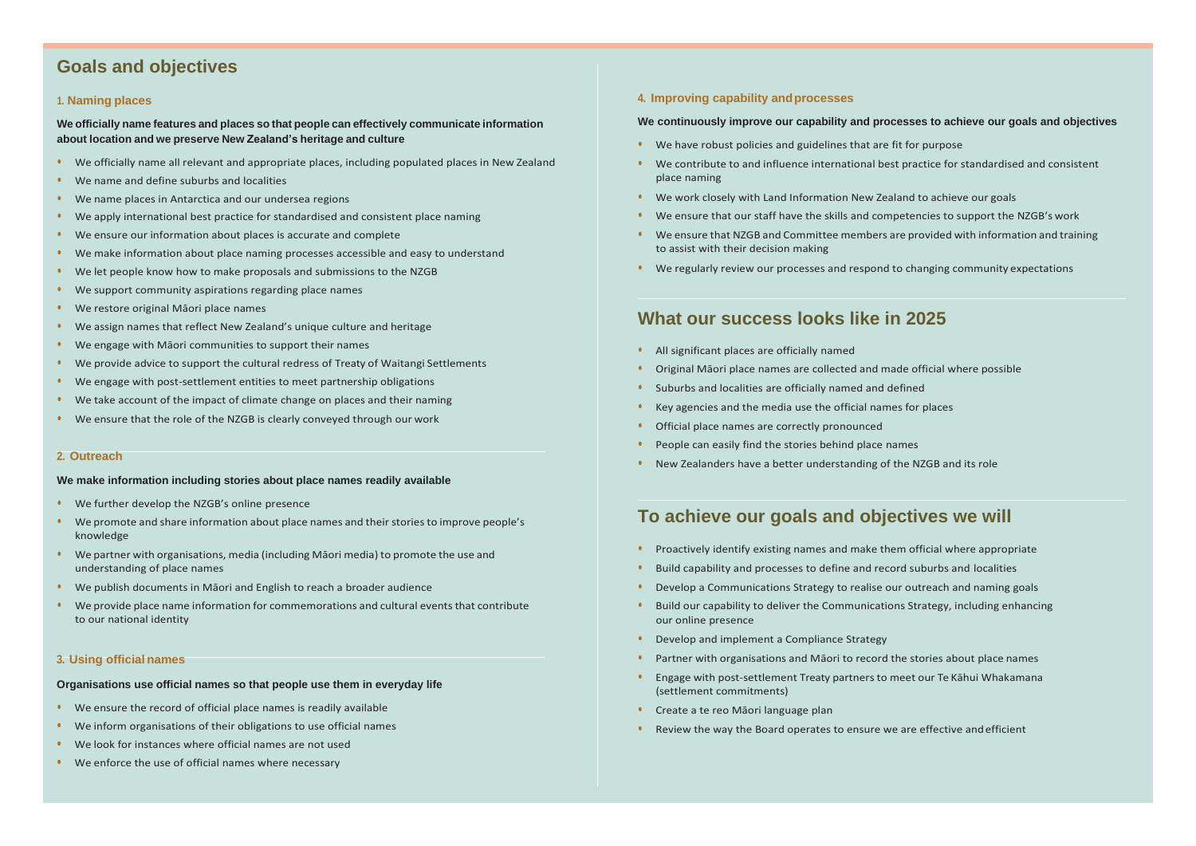## Goals and objectives

### 1. Naming places

**We officially name features and places so that people can effectively communicate information about location and we preserve New Zealand's heritage and culture**

- We officially name all relevant and appropriate places, including populated places in New Zealand
- We name and define suburbs and localities
- We name places in Antarctica and our undersea regions
- We apply international best practice for standardised and consistent place naming
- We ensure our information about places is accurate and complete
- We make information about place naming processes accessible and easy to understand
- We let people know how to make proposals and submissions to the NZGB
- We support community aspirations regarding place names
- We restore original Māori place names
- We assign names that reflect New Zealand's unique culture and heritage
- We engage with Māori communities to support their names
- We provide advice to support the cultural redress of Treaty of Waitangi Settlements
- We engage with post-settlement entities to meet partnership obligations
- We take account of the impact of climate change on places and their naming
- We ensure that the role of the NZGB is clearly conveyed through our work

### 2. Outreach

**We make information including stories about place names readily available**

- We further develop the NZGB's online presence
- We promote and share information about place names and their stories to improve people's knowledge
- We partner with organisations, media (including Māori media) to promote the use and understanding of place names
- We publish documents in Māori and English to reach a broader audience
- We provide place name information for commemorations and cultural events that contribute to our national identity

### 3. Using official names

**Organisations use official names so that people use them in everyday life**

- We ensure the record of official place names is readily available
- We inform organisations of their obligations to use official names
- We look for instances where official names are not used
- We enforce the use of official names where necessary

### 4. Improving capability and processes

**We continuously improve our capability and processes to achieve our goals and objectives**

- We have robust policies and guidelines that are fit for purpose
- We contribute to and influence international best practice for standardised and consistent place naming
- We work closely with Land Information New Zealand to achieve our goals
- We ensure that our staff have the skills and competencies to support the NZGB's work
- We ensure that NZGB and Committee members are provided with information and training to assist with their decision making
- We regularly review our processes and respond to changing community expectations

## What our success looks like in 2025

- All significant places are officially named
- Original Māori place names are collected and made official where possible
- Suburbs and localities are officially named and defined
- Key agencies and the media use the official names for places
- Official place names are correctly pronounced
- People can easily find the stories behind place names
- New Zealanders have a better understanding of the NZGB and its role

## To achieve our goals and objectives we will

- Proactively identify existing names and make them official where appropriate
- Build capability and processes to define and record suburbs and localities
- Develop a Communications Strategy to realise our outreach and naming goals
- Build our capability to deliver the Communications Strategy, including enhancing our online presence
- Develop and implement a Compliance Strategy
- Partner with organisations and Māori to record the stories about place names
- Engage with post-settlement Treaty partners to meet our Te Kāhui Whakamana (settlement commitments)
- Create a te reo Māori language plan
- Review the way the Board operates to ensure we are effective and efficient